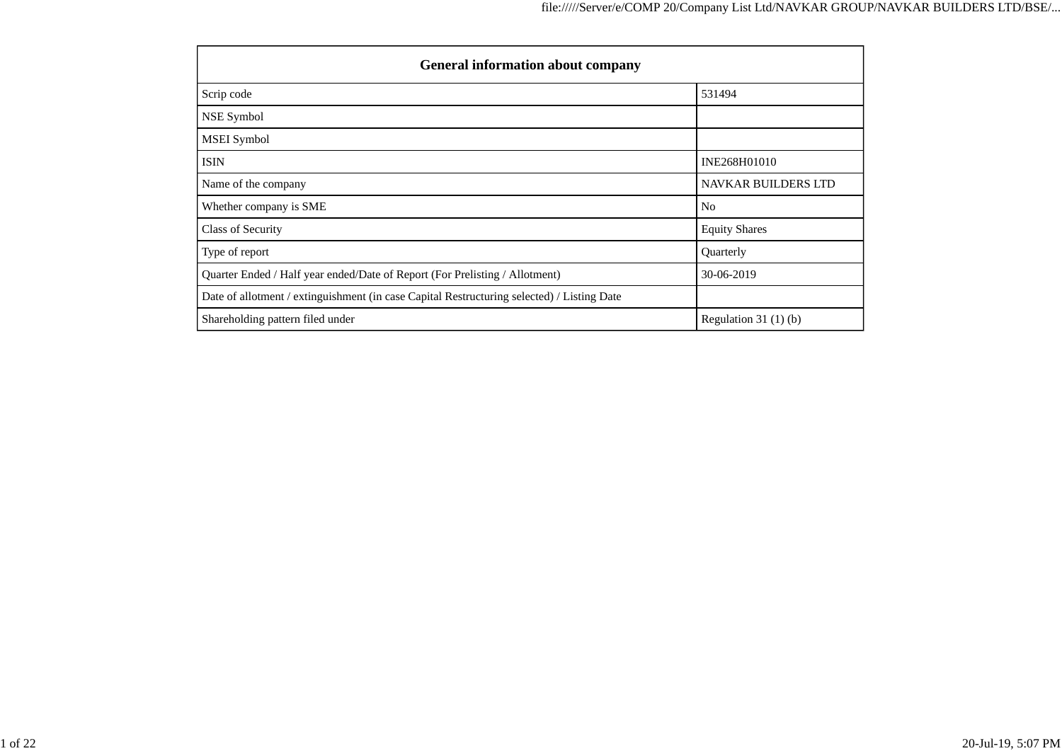| General information about company | |
|---|---|
| Scrip code | 531494 |
| NSE Symbol | |
| MSEI Symbol | |
| ISIN | INE268H01010 |
| Name of the company | NAVKAR BUILDERS LTD |
| Whether company is SME | No |
| Class of Security | Equity Shares |
| Type of report | Quarterly |
| Quarter Ended / Half year ended/Date of Report (For Prelisting / Allotment) | 30-06-2019 |
| Date of allotment / extinguishment (in case Capital Restructuring selected) / Listing Date | |
| Shareholding pattern filed under | Regulation 31 (1) (b) |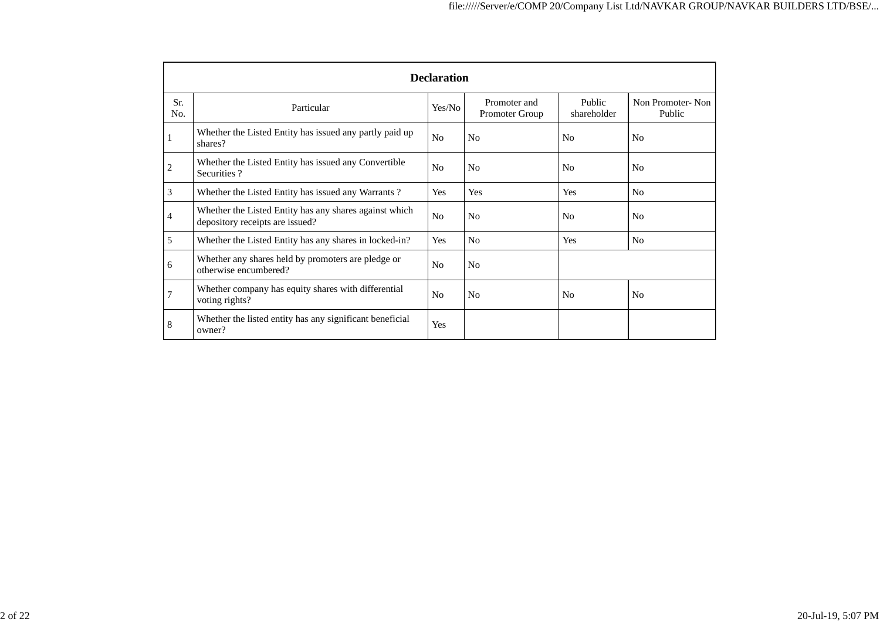| Declaration | | | | | |
|---|---|---|---|---|---|
| Sr. No. | Particular | Yes/No | Promoter and Promoter Group | Public shareholder | Non Promoter- Non Public |
| 1 | Whether the Listed Entity has issued any partly paid up shares? | No | No | No | No |
| 2 | Whether the Listed Entity has issued any Convertible Securities ? | No | No | No | No |
| 3 | Whether the Listed Entity has issued any Warrants ? | Yes | Yes | Yes | No |
| 4 | Whether the Listed Entity has any shares against which depository receipts are issued? | No | No | No | No |
| 5 | Whether the Listed Entity has any shares in locked-in? | Yes | No | Yes | No |
| 6 | Whether any shares held by promoters are pledge or otherwise encumbered? | No | No | | |
| 7 | Whether company has equity shares with differential voting rights? | No | No | No | No |
| 8 | Whether the listed entity has any significant beneficial owner? | Yes | | | |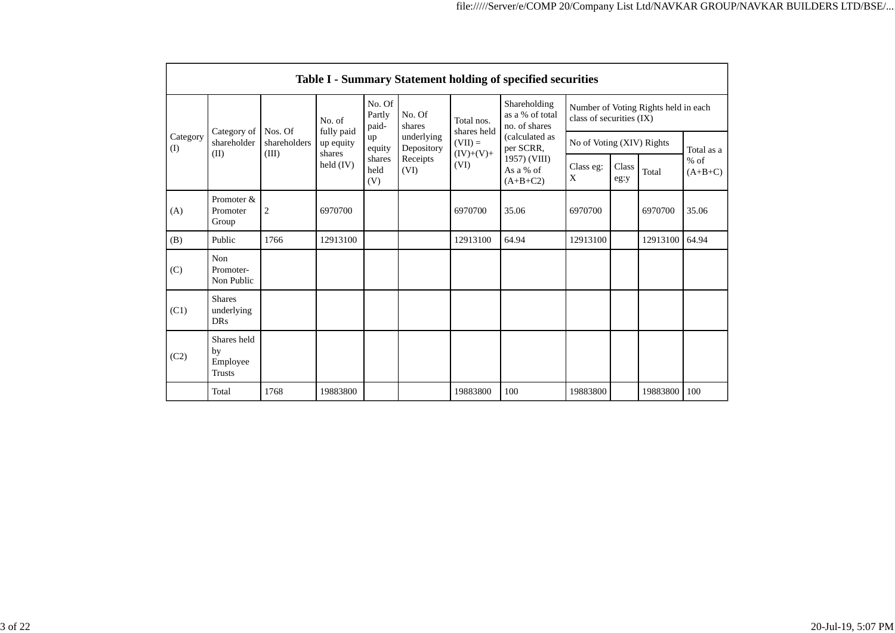| Table I - Summary Statement holding of specified securities | | | | | | | | | | | | |
|---|---|---|---|---|---|---|---|---|---|---|---|---|
| Category (I) | Category of shareholder (II) | Nos. Of shareholders (III) | No. of fully paid up equity shares held (IV) | No. Of Partly paid-up equity shares held (V) | No. Of shares underlying Depository Receipts (VI) | Total nos. shares held (VII) = (IV)+(V)+ (VI) | Shareholding as a % of total no. of shares (calculated as per SCRR, 1957) (VIII) As a % of (A+B+C2) | Number of Voting Rights held in each class of securities (IX) | | | |
| | | | | | | | | No of Voting (XIV) Rights | | | Total as a % of (A+B+C) |
| | | | | | | | | Class eg: X | Class eg:y | Total | |
| (A) | Promoter & Promoter Group | 2 | 6970700 | | | 6970700 | 35.06 | 6970700 | | 6970700 | 35.06 |
| (B) | Public | 1766 | 12913100 | | | 12913100 | 64.94 | 12913100 | | 12913100 | 64.94 |
| (C) | Non Promoter- Non Public | | | | | | | | | | |
| (C1) | Shares underlying DRs | | | | | | | | | | |
| (C2) | Shares held by Employee Trusts | | | | | | | | | | |
| | Total | 1768 | 19883800 | | | 19883800 | 100 | 19883800 | | 19883800 | 100 |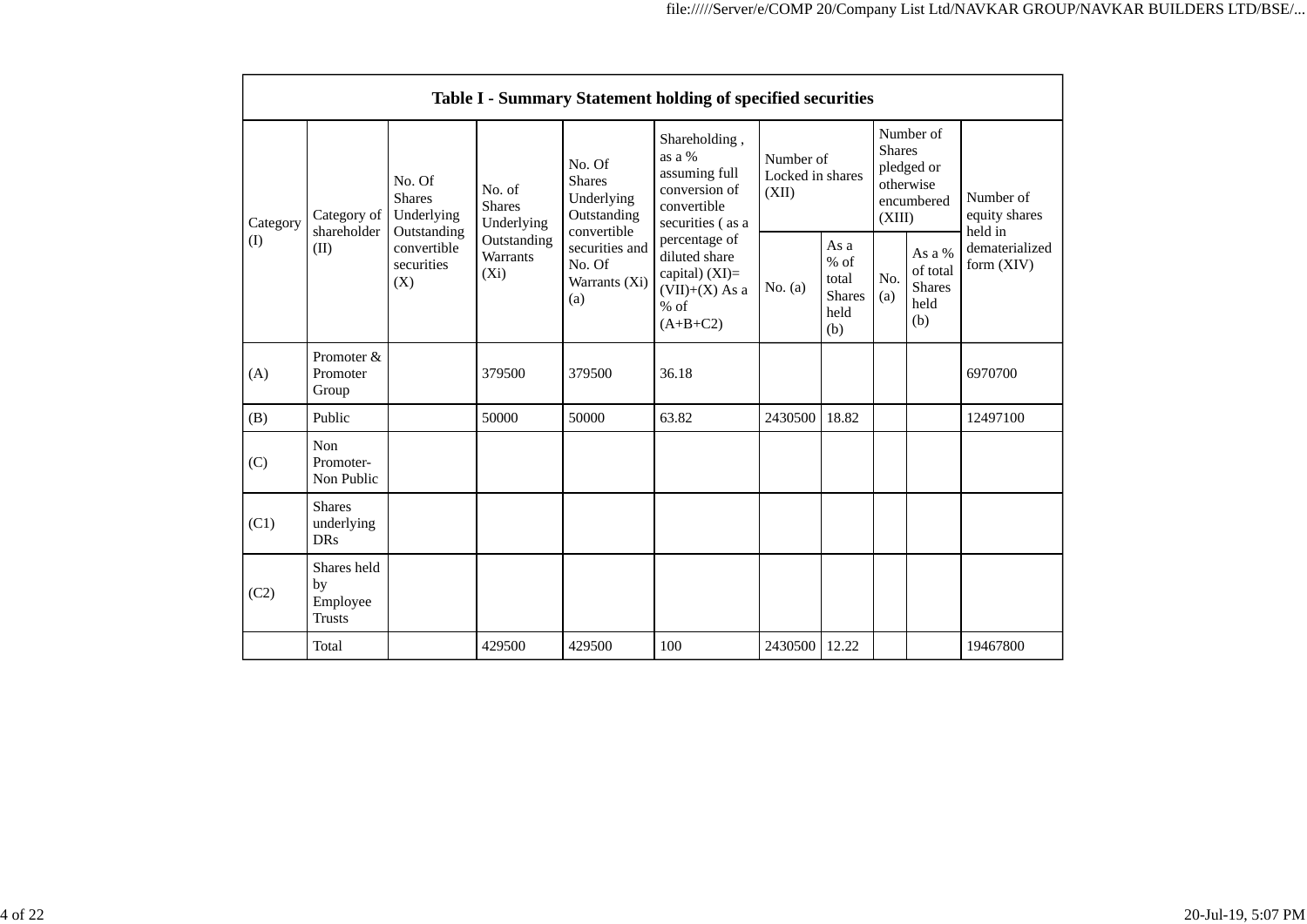| Table I - Summary Statement holding of specified securities | | | | | | | | | | | |
|---|---|---|---|---|---|---|---|---|---|---|---|
| Category (I) | Category of shareholder (II) | No. Of Shares Underlying Outstanding convertible securities (X) | No. of Shares Underlying Outstanding Warrants (Xi) | No. Of Shares Underlying Outstanding convertible securities and No. Of Warrants (Xi) (a) | Shareholding , as a % assuming full conversion of convertible securities ( as a percentage of diluted share capital) (XI)= (VII)+(X) As a % of (A+B+C2) | Number of Locked in shares (XII) | | Number of Shares pledged or otherwise encumbered (XIII) | | Number of equity shares held in dematerialized form (XIV) |
| | | | | | | No. (a) | As a % of total Shares held (b) | No. (a) | As a % of total Shares held (b) | |
| (A) | Promoter & Promoter Group | | 379500 | 379500 | 36.18 | | | | | 6970700 |
| (B) | Public | | 50000 | 50000 | 63.82 | 2430500 | 18.82 | | | 12497100 |
| (C) | Non Promoter- Non Public | | | | | | | | | |
| (C1) | Shares underlying DRs | | | | | | | | | |
| (C2) | Shares held by Employee Trusts | | | | | | | | | |
| | Total | | 429500 | 429500 | 100 | 2430500 | 12.22 | | | 19467800 |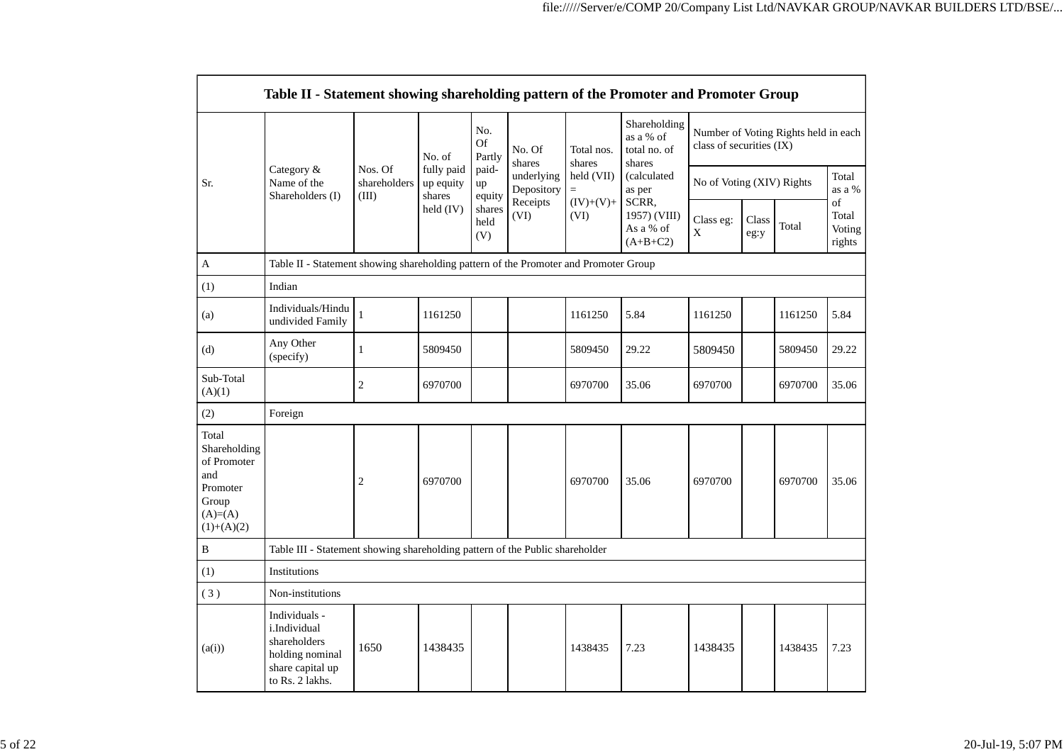| Table II - Statement showing shareholding pattern of the Promoter and Promoter Group | | | | | | | | | | | | |
|---|---|---|---|---|---|---|---|---|---|---|---|---|
| Sr. | Category & Name of the Shareholders (I) | Nos. Of shareholders (III) | No. of fully paid up equity shares held (IV) | No. Of Partly paid-up equity shares held (V) | No. Of shares underlying Depository Receipts (VI) | Total nos. shares held (VII) = (IV)+(V)+ (VI) | Shareholding as a % of total no. of shares (calculated as per SCRR, 1957) (VIII) As a % of (A+B+C2) | Number of Voting Rights held in each class of securities (IX) | | | |
| | | | | | | | | No of Voting (XIV) Rights | | | Total as a % of Total Voting rights |
| | | | | | | | | Class eg: X | Class eg:y | Total | |
| A | Table II - Statement showing shareholding pattern of the Promoter and Promoter Group | | | | | | | | | | |
| (1) | Indian | | | | | | | | | | |
| (a) | Individuals/Hindu undivided Family | 1 | 1161250 | | | 1161250 | 5.84 | 1161250 | | 1161250 | 5.84 |
| (d) | Any Other (specify) | 1 | 5809450 | | | 5809450 | 29.22 | 5809450 | | 5809450 | 29.22 |
| Sub-Total (A)(1) | | 2 | 6970700 | | | 6970700 | 35.06 | 6970700 | | 6970700 | 35.06 |
| (2) | Foreign | | | | | | | | | | |
| Total Shareholding of Promoter and Promoter Group (A)=(A)(1)+(A)(2) | | 2 | 6970700 | | | 6970700 | 35.06 | 6970700 | | 6970700 | 35.06 |
| B | Table III - Statement showing shareholding pattern of the Public shareholder | | | | | | | | | | |
| (1) | Institutions | | | | | | | | | | |
| (3) | Non-institutions | | | | | | | | | | |
| (a(i)) | Individuals - i.Individual shareholders holding nominal share capital up to Rs. 2 lakhs. | 1650 | 1438435 | | | 1438435 | 7.23 | 1438435 | | 1438435 | 7.23 |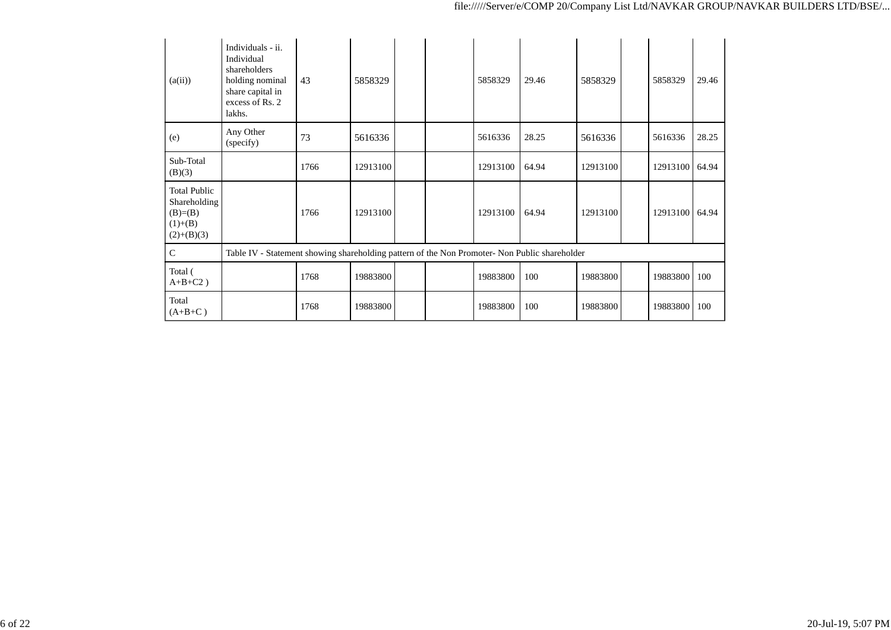| | | | | | | | | | | | |
|---|---|---|---|---|---|---|---|---|---|---|---|
| (a(ii)) | Individuals - ii. Individual shareholders holding nominal share capital in excess of Rs. 2 lakhs. | 43 | 5858329 | | | 5858329 | 29.46 | 5858329 | | 5858329 | 29.46 |
| (e) | Any Other (specify) | 73 | 5616336 | | | 5616336 | 28.25 | 5616336 | | 5616336 | 28.25 |
| Sub-Total (B)(3) | | 1766 | 12913100 | | | 12913100 | 64.94 | 12913100 | | 12913100 | 64.94 |
| Total Public Shareholding (B)=(B)(1)+(B)(2)+(B)(3) | | 1766 | 12913100 | | | 12913100 | 64.94 | 12913100 | | 12913100 | 64.94 |
| C | Table IV - Statement showing shareholding pattern of the Non Promoter- Non Public shareholder | | | | | | | | | | |
| Total ( A+B+C2 ) | | 1768 | 19883800 | | | 19883800 | 100 | 19883800 | | 19883800 | 100 |
| Total (A+B+C ) | | 1768 | 19883800 | | | 19883800 | 100 | 19883800 | | 19883800 | 100 |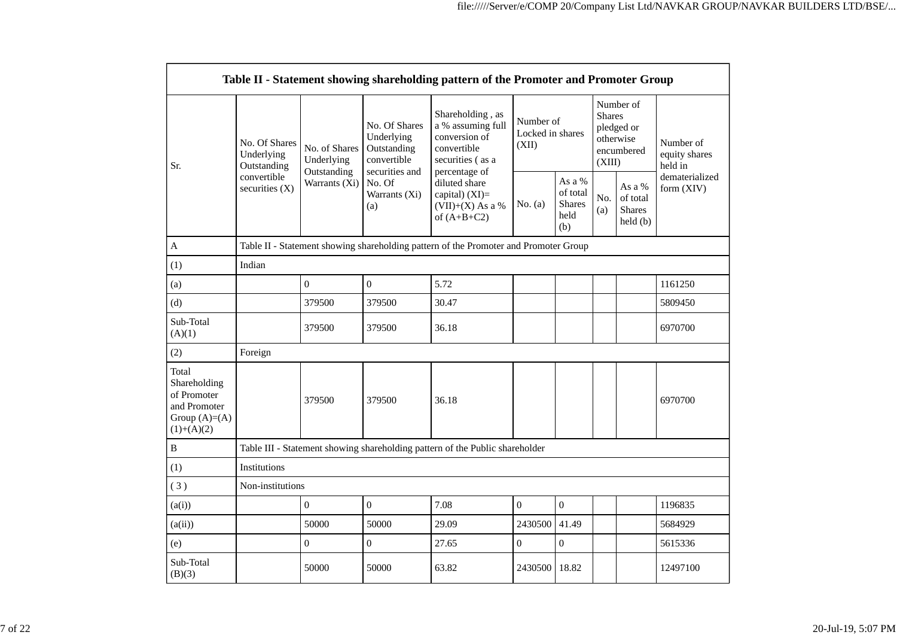| Table II - Statement showing shareholding pattern of the Promoter and Promoter Group | | | | | | | | | |
|---|---|---|---|---|---|---|---|---|---|
| Sr. | No. Of Shares Underlying Outstanding convertible securities (X) | No. of Shares Underlying Outstanding Warrants (Xi) | No. Of Shares Underlying Outstanding convertible securities and No. Of Warrants (Xi) (a) | Shareholding , as a % assuming full conversion of convertible securities ( as a percentage of diluted share capital) (XI)= (VII)+(X) As a % of (A+B+C2) | Number of Locked in shares (XII) | | Number of Shares pledged or otherwise encumbered (XIII) | | Number of equity shares held in dematerialized form (XIV) |
| | | | | | No. (a) | As a % of total Shares held (b) | No. (a) | As a % of total Shares held (b) | |
| A | Table II - Statement showing shareholding pattern of the Promoter and Promoter Group | | | | | | | | |
| (1) | Indian | | | | | | | | |
| (a) | | 0 | 0 | 5.72 | | | | | 1161250 |
| (d) | | 379500 | 379500 | 30.47 | | | | | 5809450 |
| Sub-Total (A)(1) | | 379500 | 379500 | 36.18 | | | | | 6970700 |
| (2) | Foreign | | | | | | | | |
| Total Shareholding of Promoter and Promoter Group (A)=(A)(1)+(A)(2) | | 379500 | 379500 | 36.18 | | | | | 6970700 |
| B | Table III - Statement showing shareholding pattern of the Public shareholder | | | | | | | | |
| (1) | Institutions | | | | | | | | |
| ( 3 ) | Non-institutions | | | | | | | | |
| (a(i)) | | 0 | 0 | 7.08 | 0 | 0 | | | 1196835 |
| (a(ii)) | | 50000 | 50000 | 29.09 | 2430500 | 41.49 | | | 5684929 |
| (e) | | 0 | 0 | 27.65 | 0 | 0 | | | 5615336 |
| Sub-Total (B)(3) | | 50000 | 50000 | 63.82 | 2430500 | 18.82 | | | 12497100 |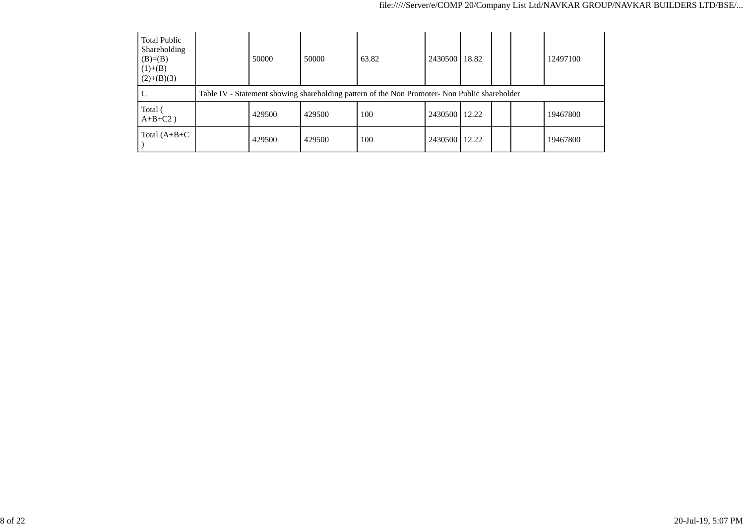| | | | | | | | | | |
|---|---|---|---|---|---|---|---|---|---|
| Total Public Shareholding (B)=(B)(1)+(B)(2)+(B)(3) | | 50000 | 50000 | 63.82 | 2430500 | 18.82 | | | 12497100 |
| C | Table IV - Statement showing shareholding pattern of the Non Promoter- Non Public shareholder | | | | | | | | |
| Total ( A+B+C2 ) | | 429500 | 429500 | 100 | 2430500 | 12.22 | | | 19467800 |
| Total (A+B+C ) | | 429500 | 429500 | 100 | 2430500 | 12.22 | | | 19467800 |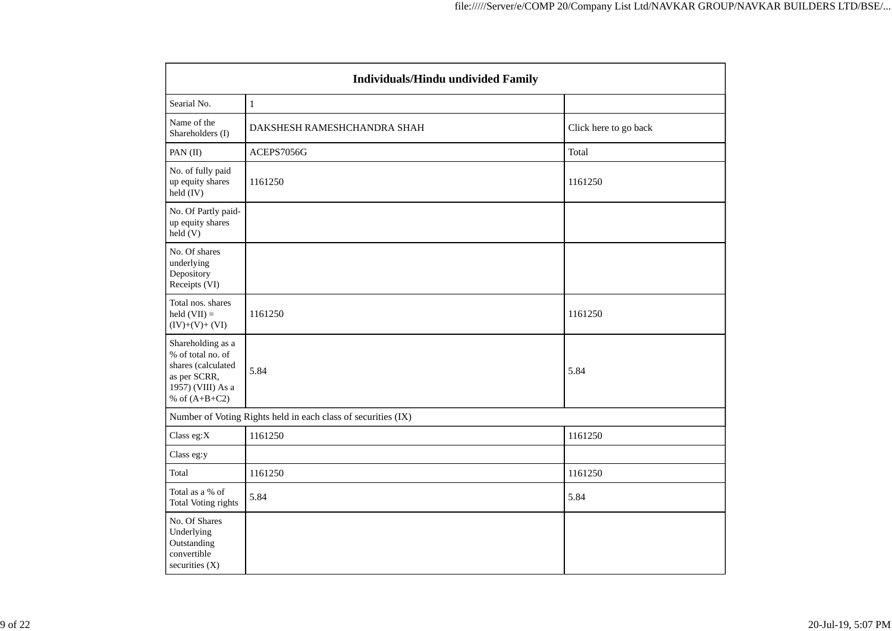| Individuals/Hindu undivided Family | | |
|---|---|---|
| Searial No. | 1 | |
| Name of the Shareholders (I) | DAKSHESH RAMESHCHANDRA SHAH | Click here to go back |
| PAN (II) | ACEPS7056G | Total |
| No. of fully paid up equity shares held (IV) | 1161250 | 1161250 |
| No. Of Partly paid-up equity shares held (V) | | |
| No. Of shares underlying Depository Receipts (VI) | | |
| Total nos. shares held (VII) = (IV)+(V)+ (VI) | 1161250 | 1161250 |
| Shareholding as a % of total no. of shares (calculated as per SCRR, 1957) (VIII) As a % of (A+B+C2) | 5.84 | 5.84 |
| Number of Voting Rights held in each class of securities (IX) | | |
| Class eg:X | 1161250 | 1161250 |
| Class eg:y | | |
| Total | 1161250 | 1161250 |
| Total as a % of Total Voting rights | 5.84 | 5.84 |
| No. Of Shares Underlying Outstanding convertible securities (X) | | |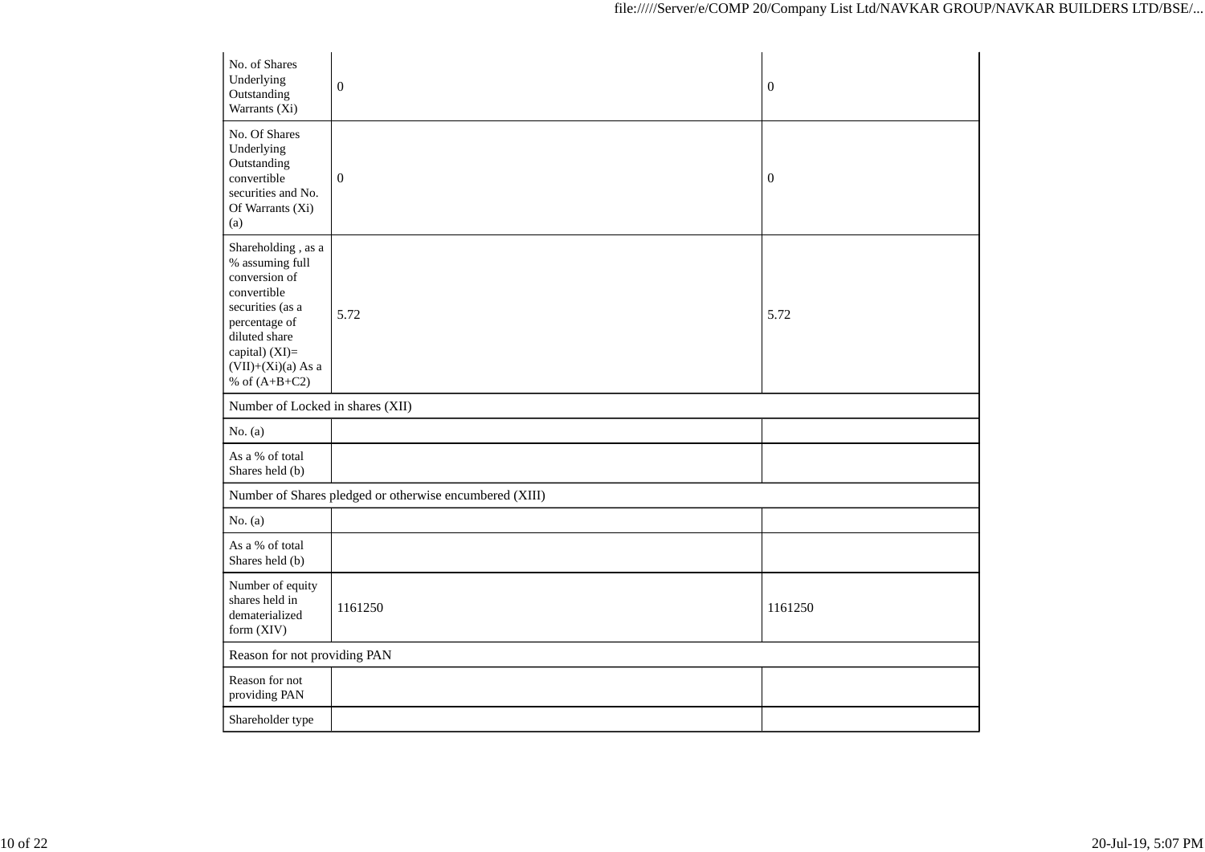| | | |
|---|---|---|
| No. of Shares Underlying Outstanding Warrants (Xi) | 0 | 0 |
| No. Of Shares Underlying Outstanding convertible securities and No. Of Warrants (Xi) (a) | 0 | 0 |
| Shareholding , as a % assuming full conversion of convertible securities (as a percentage of diluted share capital) (XI)= (VII)+(Xi)(a) As a % of (A+B+C2) | 5.72 | 5.72 |
| Number of Locked in shares (XII) | | |
| No. (a) | | |
| As a % of total Shares held (b) | | |
| Number of Shares pledged or otherwise encumbered (XIII) | | |
| No. (a) | | |
| As a % of total Shares held (b) | | |
| Number of equity shares held in dematerialized form (XIV) | 1161250 | 1161250 |
| Reason for not providing PAN | | |
| Reason for not providing PAN | | |
| Shareholder type | | |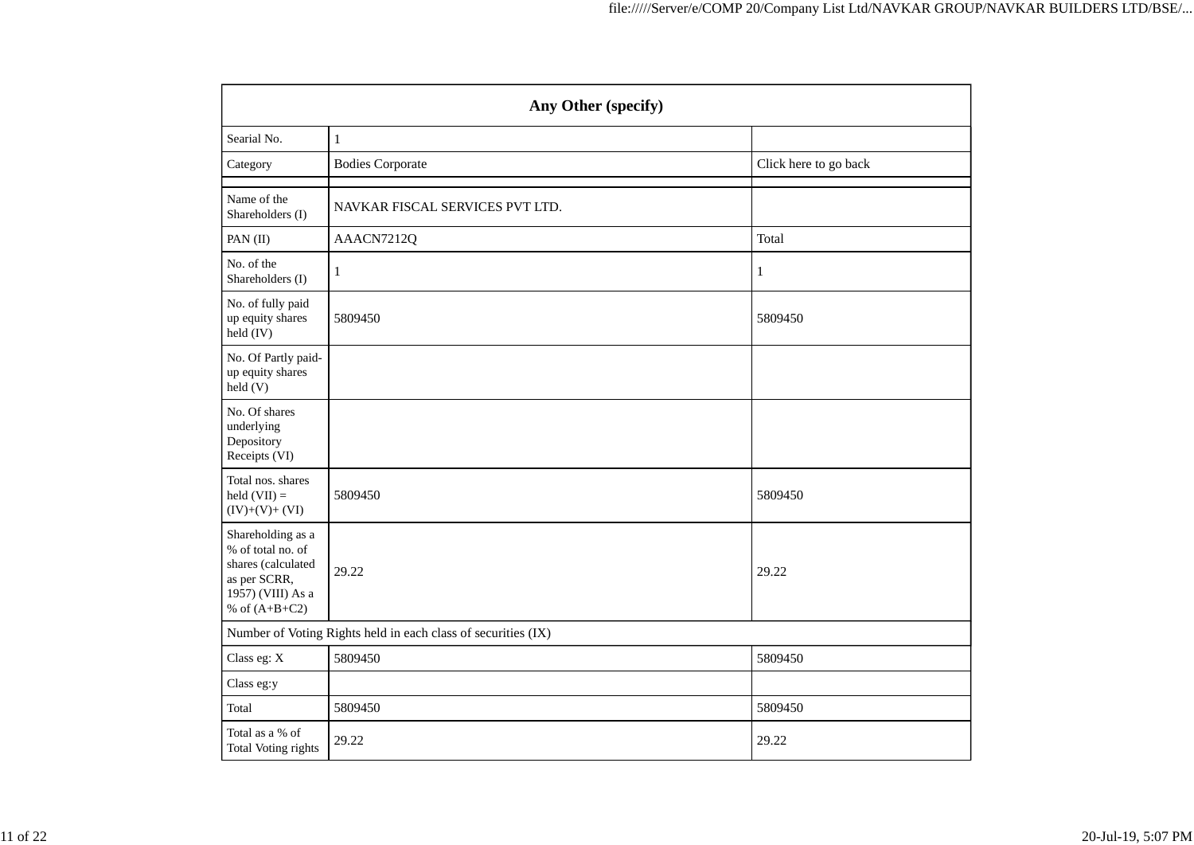| Any Other (specify) | | |
|---|---|---|
| Searial No. | 1 | |
| Category | Bodies Corporate | Click here to go back |
| | | |
| Name of the Shareholders (I) | NAVKAR FISCAL SERVICES PVT LTD. | |
| PAN (II) | AAACN7212Q | Total |
| No. of the Shareholders (I) | 1 | 1 |
| No. of fully paid up equity shares held (IV) | 5809450 | 5809450 |
| No. Of Partly paid-up equity shares held (V) | | |
| No. Of shares underlying Depository Receipts (VI) | | |
| Total nos. shares held (VII) = (IV)+(V)+ (VI) | 5809450 | 5809450 |
| Shareholding as a % of total no. of shares (calculated as per SCRR, 1957) (VIII) As a % of (A+B+C2) | 29.22 | 29.22 |
| Number of Voting Rights held in each class of securities (IX) | | |
| Class eg: X | 5809450 | 5809450 |
| Class eg:y | | |
| Total | 5809450 | 5809450 |
| Total as a % of Total Voting rights | 29.22 | 29.22 |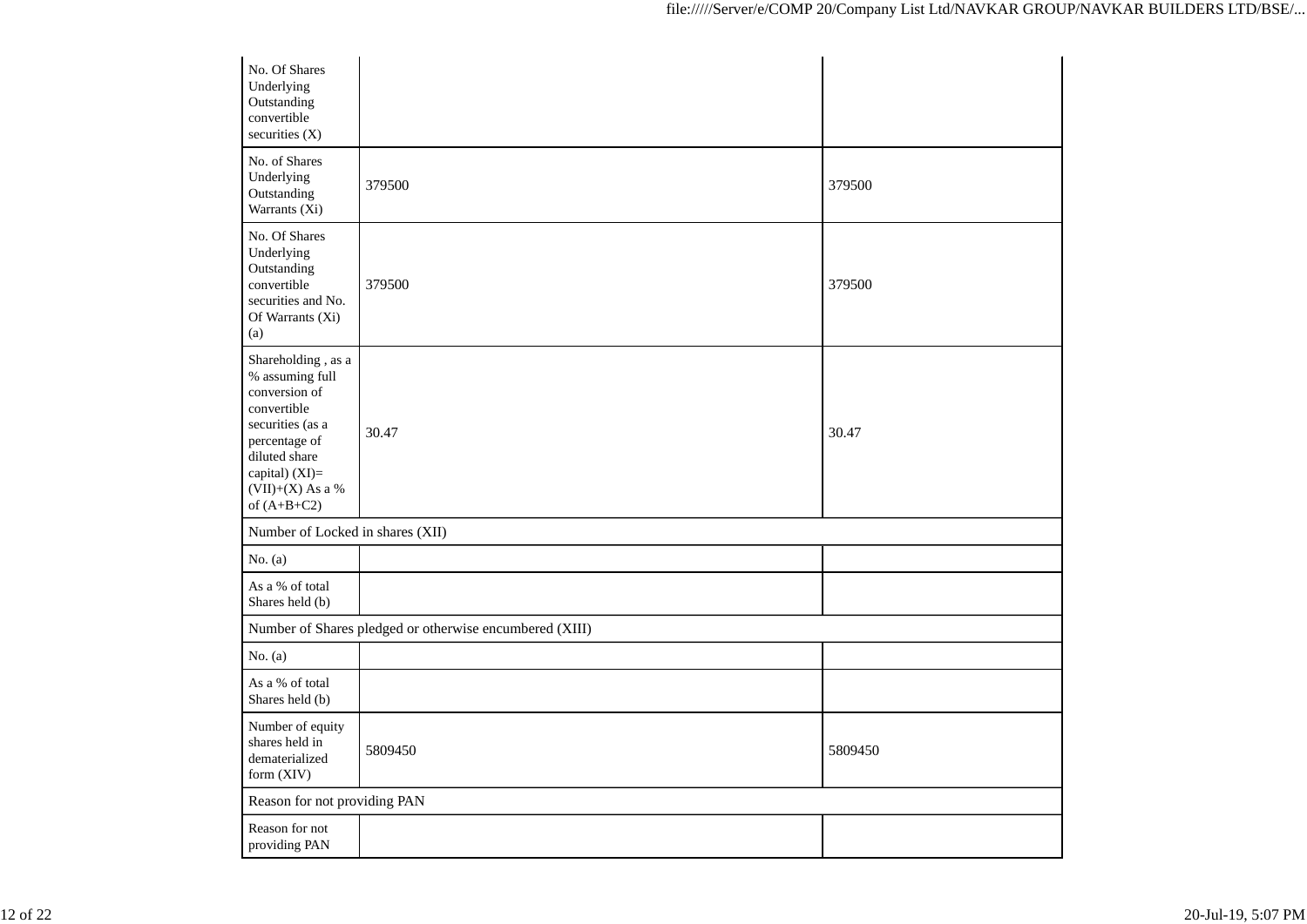| No. Of Shares Underlying Outstanding convertible securities (X) | | |
|---|---|---|
| No. of Shares Underlying Outstanding Warrants (Xi) | 379500 | 379500 |
| No. Of Shares Underlying Outstanding convertible securities and No. Of Warrants (Xi) (a) | 379500 | 379500 |
| Shareholding , as a % assuming full conversion of convertible securities (as a percentage of diluted share capital) (XI)= (VII)+(X) As a % of (A+B+C2) | 30.47 | 30.47 |
| Number of Locked in shares (XII) | | |
| No. (a) | | |
| As a % of total Shares held (b) | | |
| Number of Shares pledged or otherwise encumbered (XIII) | | |
| No. (a) | | |
| As a % of total Shares held (b) | | |
| Number of equity shares held in dematerialized form (XIV) | 5809450 | 5809450 |
| Reason for not providing PAN | | |
| Reason for not providing PAN | | |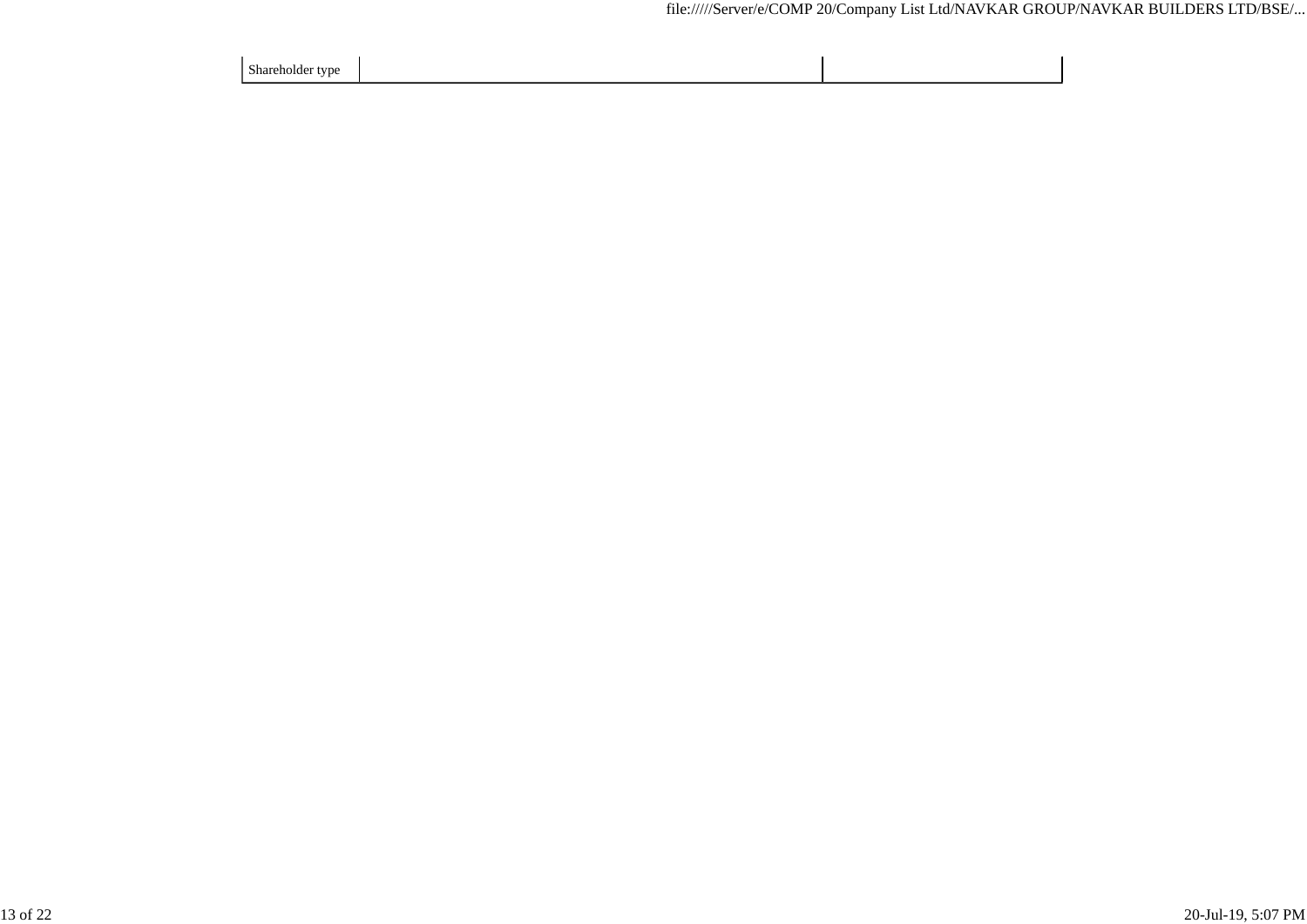| | | |
|---|---|---|
| Shareholder type | | |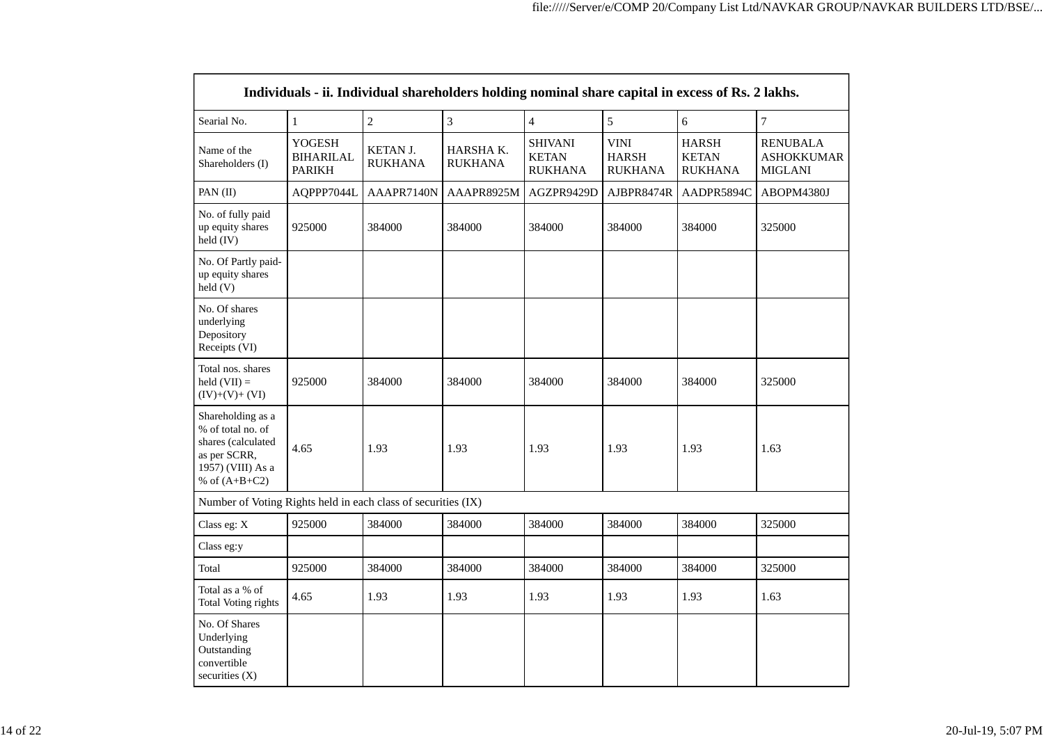| Individuals - ii. Individual shareholders holding nominal share capital in excess of Rs. 2 lakhs. | | | | | | | |
|---|---|---|---|---|---|---|---|
| Searial No. | 1 | 2 | 3 | 4 | 5 | 6 | 7 |
| Name of the Shareholders (I) | YOGESH BIHARILAL PARIKH | KETAN J. RUKHANA | HARSHA K. RUKHANA | SHIVANI KETAN RUKHANA | VINI HARSH RUKHANA | HARSH KETAN RUKHANA | RENUBALA ASHOKKUMAR MIGLANI |
| PAN (II) | AQPPP7044L | AAAPR7140N | AAAPR8925M | AGZPR9429D | AJBPR8474R | AADPR5894C | ABOPM4380J |
| No. of fully paid up equity shares held (IV) | 925000 | 384000 | 384000 | 384000 | 384000 | 384000 | 325000 |
| No. Of Partly paid-up equity shares held (V) | | | | | | | |
| No. Of shares underlying Depository Receipts (VI) | | | | | | | |
| Total nos. shares held (VII) = (IV)+(V)+ (VI) | 925000 | 384000 | 384000 | 384000 | 384000 | 384000 | 325000 |
| Shareholding as a % of total no. of shares (calculated as per SCRR, 1957) (VIII) As a % of (A+B+C2) | 4.65 | 1.93 | 1.93 | 1.93 | 1.93 | 1.93 | 1.63 |
| Number of Voting Rights held in each class of securities (IX) | | | | | | | |
| Class eg: X | 925000 | 384000 | 384000 | 384000 | 384000 | 384000 | 325000 |
| Class eg:y | | | | | | | |
| Total | 925000 | 384000 | 384000 | 384000 | 384000 | 384000 | 325000 |
| Total as a % of Total Voting rights | 4.65 | 1.93 | 1.93 | 1.93 | 1.93 | 1.93 | 1.63 |
| No. Of Shares Underlying Outstanding convertible securities (X) | | | | | | | |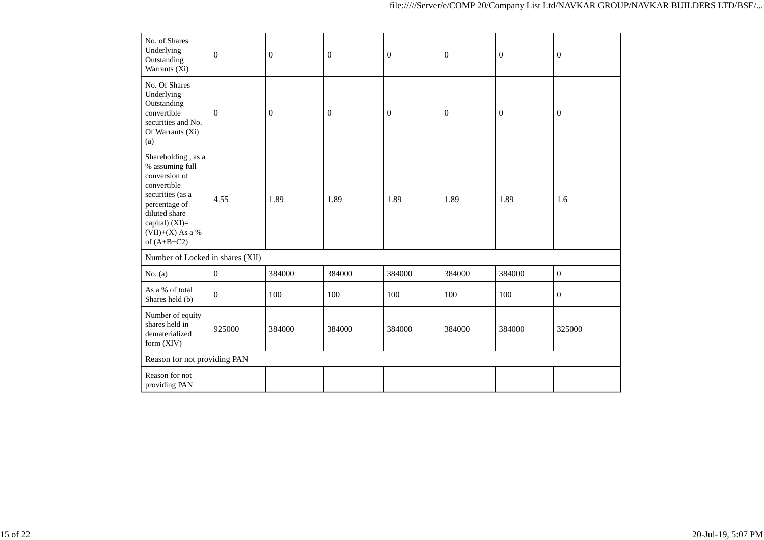| | | | | | | | |
|---|---|---|---|---|---|---|---|
| No. of Shares Underlying Outstanding Warrants (Xi) | 0 | 0 | 0 | 0 | 0 | 0 | 0 |
| No. Of Shares Underlying Outstanding convertible securities and No. Of Warrants (Xi) (a) | 0 | 0 | 0 | 0 | 0 | 0 | 0 |
| Shareholding , as a % assuming full conversion of convertible securities (as a percentage of diluted share capital) (XI)= (VII)+(X) As a % of (A+B+C2) | 4.55 | 1.89 | 1.89 | 1.89 | 1.89 | 1.89 | 1.6 |
| Number of Locked in shares (XII) | | | | | | | |
| No. (a) | 0 | 384000 | 384000 | 384000 | 384000 | 384000 | 0 |
| As a % of total Shares held (b) | 0 | 100 | 100 | 100 | 100 | 100 | 0 |
| Number of equity shares held in dematerialized form (XIV) | 925000 | 384000 | 384000 | 384000 | 384000 | 384000 | 325000 |
| Reason for not providing PAN | | | | | | | |
| Reason for not providing PAN | | | | | | | |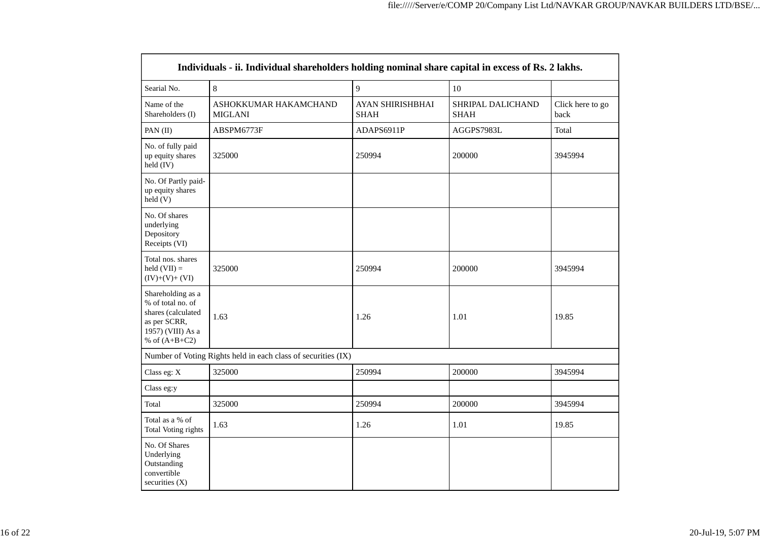| Individuals - ii. Individual shareholders holding nominal share capital in excess of Rs. 2 lakhs. | | | | |
|---|---|---|---|---|
| Searial No. | 8 | 9 | 10 | |
| Name of the Shareholders (I) | ASHOKKUMAR HAKAMCHAND MIGLANI | AYAN SHIRISHBHAI SHAH | SHRIPAL DALICHAND SHAH | Click here to go back |
| PAN (II) | ABSPM6773F | ADAPS6911P | AGGPS7983L | Total |
| No. of fully paid up equity shares held (IV) | 325000 | 250994 | 200000 | 3945994 |
| No. Of Partly paid-up equity shares held (V) | | | | |
| No. Of shares underlying Depository Receipts (VI) | | | | |
| Total nos. shares held (VII) = (IV)+(V)+ (VI) | 325000 | 250994 | 200000 | 3945994 |
| Shareholding as a % of total no. of shares (calculated as per SCRR, 1957) (VIII) As a % of (A+B+C2) | 1.63 | 1.26 | 1.01 | 19.85 |
| Number of Voting Rights held in each class of securities (IX) | | | | |
| Class eg: X | 325000 | 250994 | 200000 | 3945994 |
| Class eg:y | | | | |
| Total | 325000 | 250994 | 200000 | 3945994 |
| Total as a % of Total Voting rights | 1.63 | 1.26 | 1.01 | 19.85 |
| No. Of Shares Underlying Outstanding convertible securities (X) | | | | |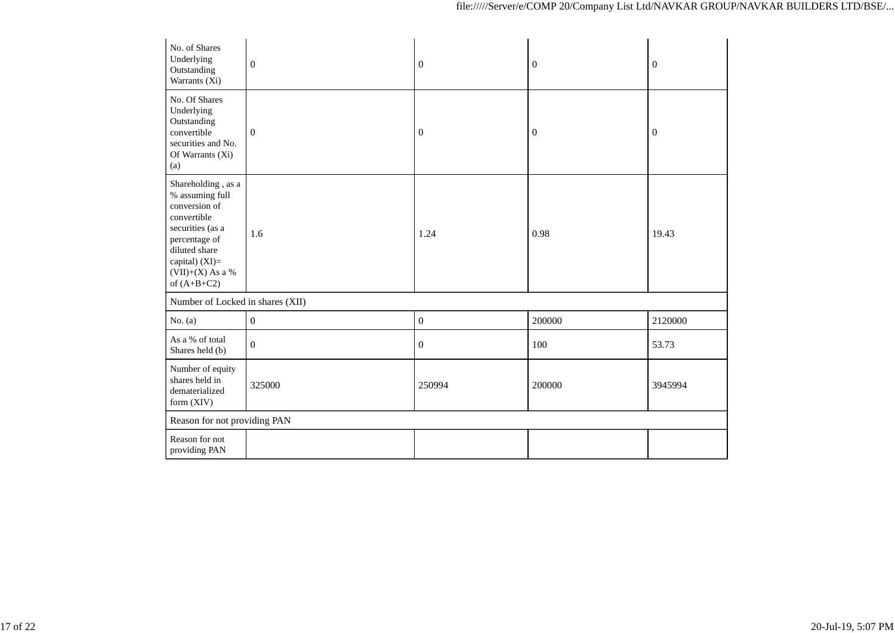| | | | | |
|---|---|---|---|---|
| No. of Shares Underlying Outstanding Warrants (Xi) | 0 | 0 | 0 | 0 |
| No. Of Shares Underlying Outstanding convertible securities and No. Of Warrants (Xi) (a) | 0 | 0 | 0 | 0 |
| Shareholding , as a % assuming full conversion of convertible securities (as a percentage of diluted share capital) (XI)= (VII)+(X) As a % of (A+B+C2) | 1.6 | 1.24 | 0.98 | 19.43 |
| Number of Locked in shares (XII) | | | | |
| No. (a) | 0 | 0 | 200000 | 2120000 |
| As a % of total Shares held (b) | 0 | 0 | 100 | 53.73 |
| Number of equity shares held in dematerialized form (XIV) | 325000 | 250994 | 200000 | 3945994 |
| Reason for not providing PAN | | | | |
| Reason for not providing PAN | | | | |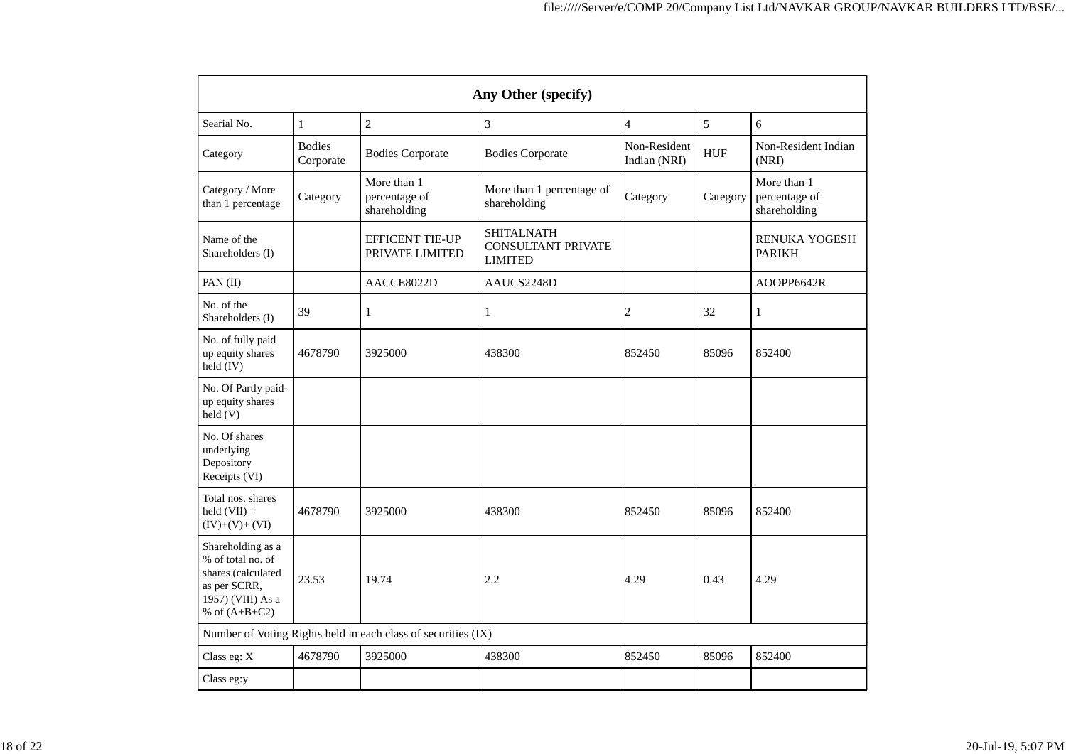| Any Other (specify) | | | | | | |
|---|---|---|---|---|---|---|
| Searial No. | 1 | 2 | 3 | 4 | 5 | 6 |
| Category | Bodies Corporate | Bodies Corporate | Bodies Corporate | Non-Resident Indian (NRI) | HUF | Non-Resident Indian (NRI) |
| Category / More than 1 percentage | Category | More than 1 percentage of shareholding | More than 1 percentage of shareholding | Category | Category | More than 1 percentage of shareholding |
| Name of the Shareholders (I) | | EFFICENT TIE-UP PRIVATE LIMITED | SHITALNATH CONSULTANT PRIVATE LIMITED | | | RENUKA YOGESH PARIKH |
| PAN (II) | | AACCE8022D | AAUCS2248D | | | AOOPP6642R |
| No. of the Shareholders (I) | 39 | 1 | 1 | 2 | 32 | 1 |
| No. of fully paid up equity shares held (IV) | 4678790 | 3925000 | 438300 | 852450 | 85096 | 852400 |
| No. Of Partly paid-up equity shares held (V) | | | | | | |
| No. Of shares underlying Depository Receipts (VI) | | | | | | |
| Total nos. shares held (VII) = (IV)+(V)+ (VI) | 4678790 | 3925000 | 438300 | 852450 | 85096 | 852400 |
| Shareholding as a % of total no. of shares (calculated as per SCRR, 1957) (VIII) As a % of (A+B+C2) | 23.53 | 19.74 | 2.2 | 4.29 | 0.43 | 4.29 |
| Number of Voting Rights held in each class of securities (IX) | | | | | | |
| Class eg: X | 4678790 | 3925000 | 438300 | 852450 | 85096 | 852400 |
| Class eg:y | | | | | | |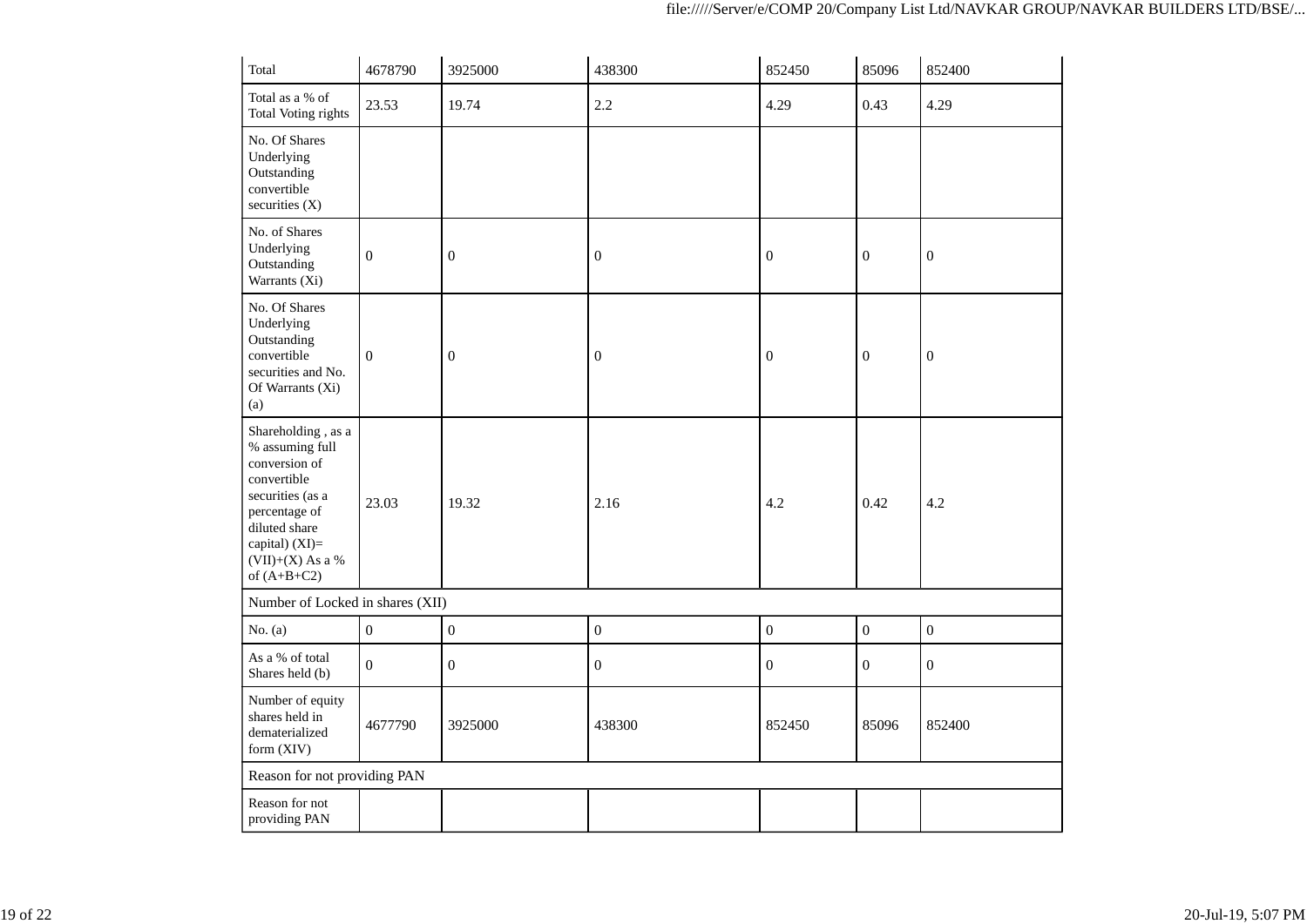| Total | 4678790 | 3925000 | 438300 | 852450 | 85096 | 852400 |
|---|---|---|---|---|---|---|
| Total as a % of Total Voting rights | 23.53 | 19.74 | 2.2 | 4.29 | 0.43 | 4.29 |
| No. Of Shares Underlying Outstanding convertible securities (X) | | | | | | |
| No. of Shares Underlying Outstanding Warrants (Xi) | 0 | 0 | 0 | 0 | 0 | 0 |
| No. Of Shares Underlying Outstanding convertible securities and No. Of Warrants (Xi) (a) | 0 | 0 | 0 | 0 | 0 | 0 |
| Shareholding , as a % assuming full conversion of convertible securities (as a percentage of diluted share capital) (XI)= (VII)+(X) As a % of (A+B+C2) | 23.03 | 19.32 | 2.16 | 4.2 | 0.42 | 4.2 |
| Number of Locked in shares (XII) | | | | | | |
| No. (a) | 0 | 0 | 0 | 0 | 0 | 0 |
| As a % of total Shares held (b) | 0 | 0 | 0 | 0 | 0 | 0 |
| Number of equity shares held in dematerialized form (XIV) | 4677790 | 3925000 | 438300 | 852450 | 85096 | 852400 |
| Reason for not providing PAN | | | | | | |
| Reason for not providing PAN | | | | | | |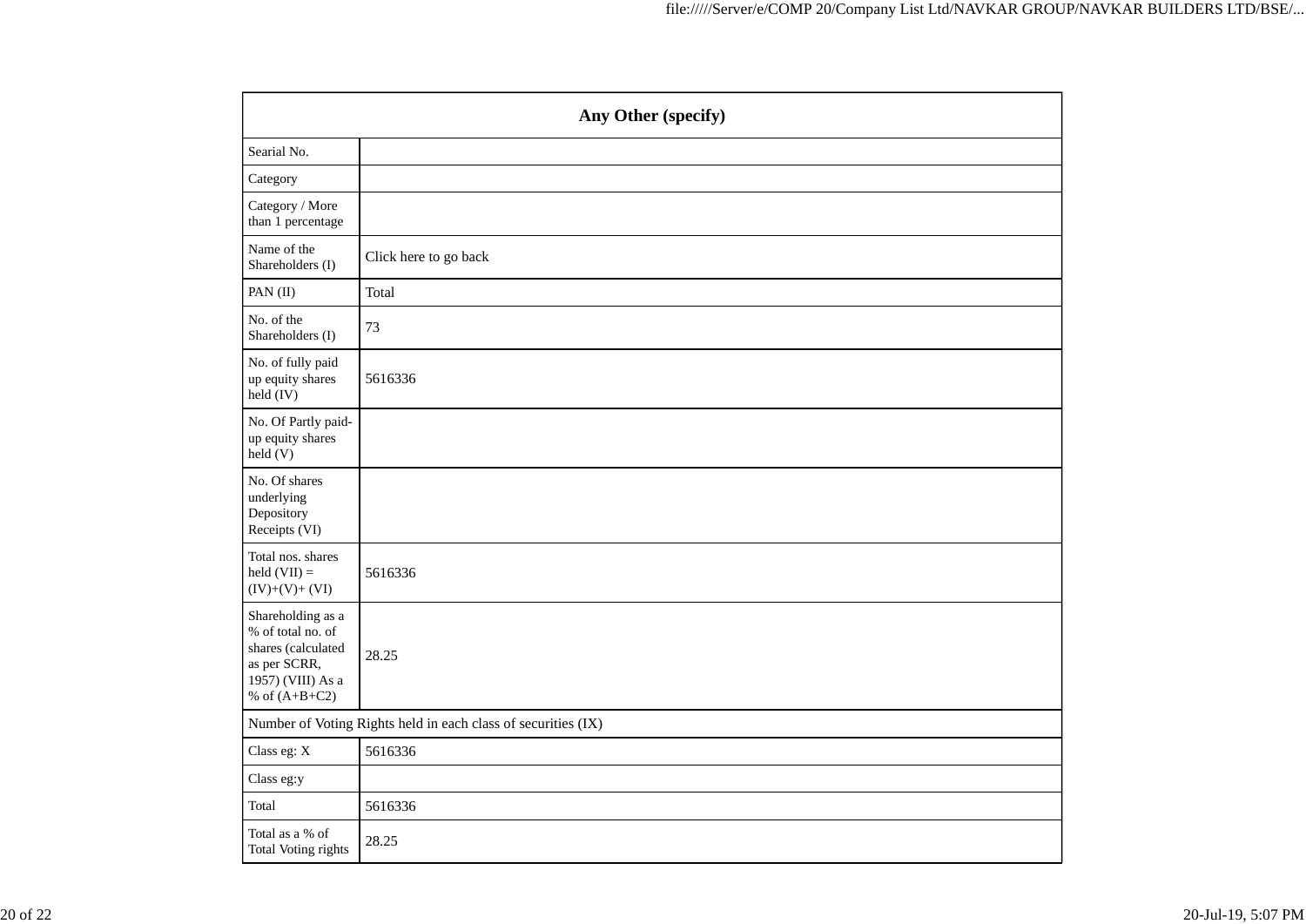| Any Other (specify) | |
|---|---|
| Searial No. | |
| Category | |
| Category / More than 1 percentage | |
| Name of the Shareholders (I) | Click here to go back |
| PAN (II) | Total |
| No. of the Shareholders (I) | 73 |
| No. of fully paid up equity shares held (IV) | 5616336 |
| No. Of Partly paid-up equity shares held (V) | |
| No. Of shares underlying Depository Receipts (VI) | |
| Total nos. shares held (VII) = (IV)+(V)+ (VI) | 5616336 |
| Shareholding as a % of total no. of shares (calculated as per SCRR, 1957) (VIII) As a % of (A+B+C2) | 28.25 |
| Number of Voting Rights held in each class of securities (IX) | |
| Class eg: X | 5616336 |
| Class eg:y | |
| Total | 5616336 |
| Total as a % of Total Voting rights | 28.25 |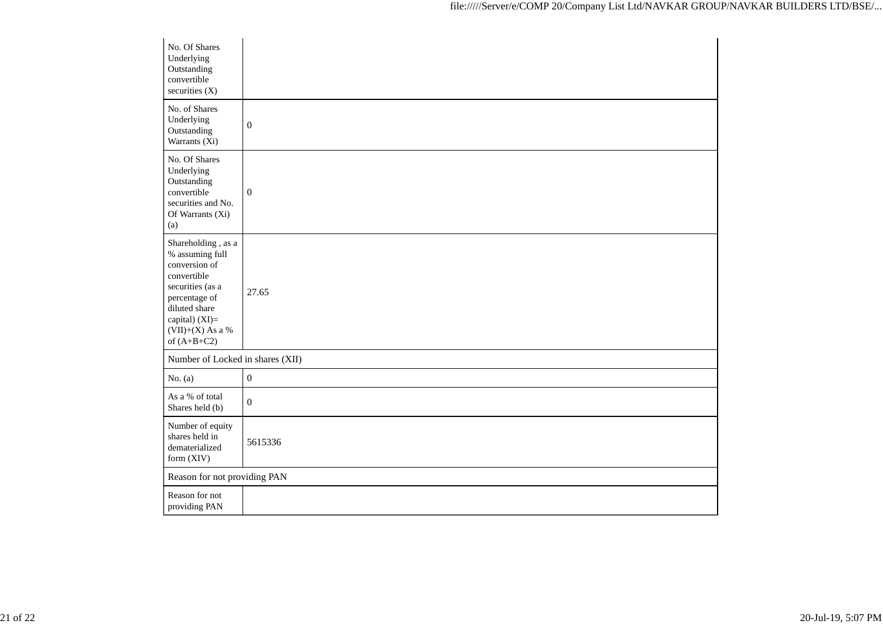| | |
|---|---|
| No. Of Shares Underlying Outstanding convertible securities (X) | |
| No. of Shares Underlying Outstanding Warrants (Xi) | 0 |
| No. Of Shares Underlying Outstanding convertible securities and No. Of Warrants (Xi) (a) | 0 |
| Shareholding , as a % assuming full conversion of convertible securities (as a percentage of diluted share capital) (XI)= (VII)+(X) As a % of (A+B+C2) | 27.65 |
| Number of Locked in shares (XII) | |
| No. (a) | 0 |
| As a % of total Shares held (b) | 0 |
| Number of equity shares held in dematerialized form (XIV) | 5615336 |
| Reason for not providing PAN | |
| Reason for not providing PAN | |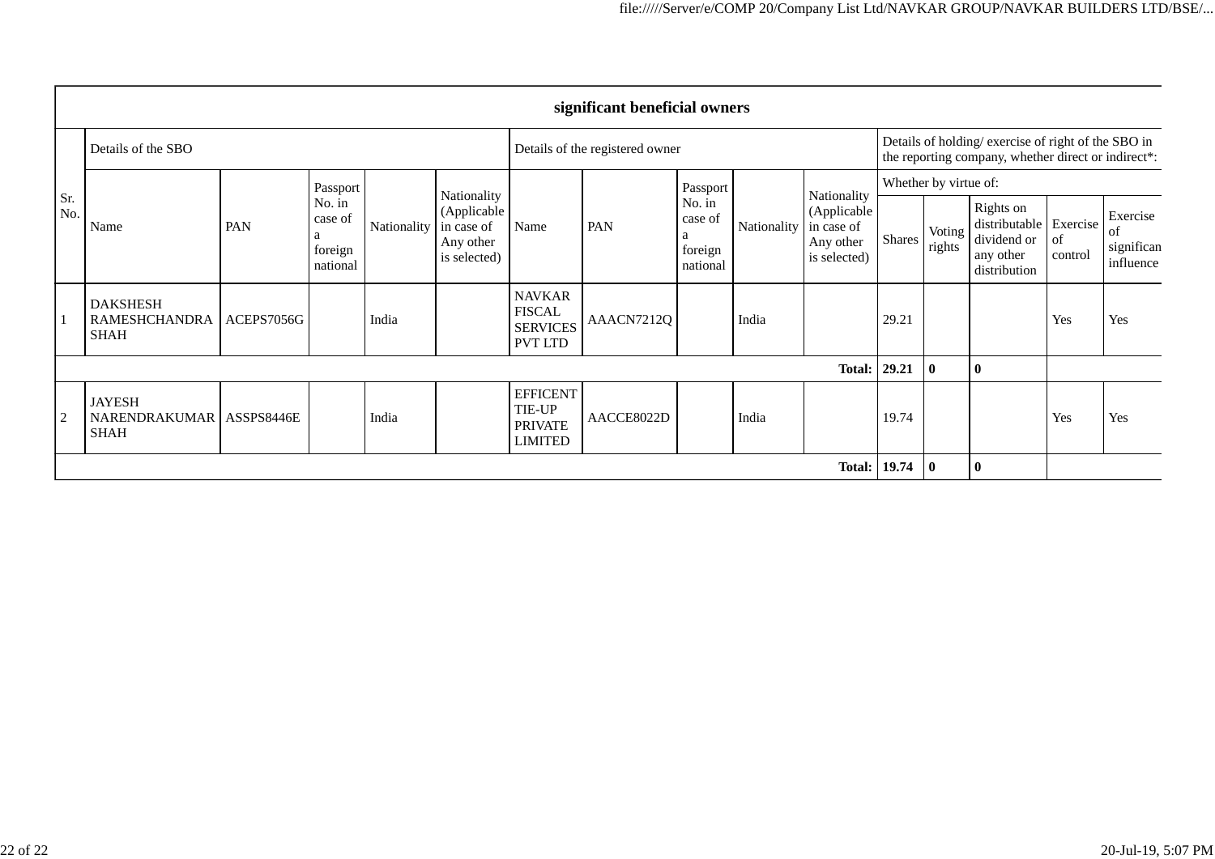| significant beneficial owners | | | | | | | | | | | | | | | |
|---|---|---|---|---|---|---|---|---|---|---|---|---|---|---|---|
| Sr. No. | Details of the SBO | | | | | Details of the registered owner | | | | | Details of holding/ exercise of right of the SBO in the reporting company, whether direct or indirect*: | | | | |
| | | | | | | | | | | | Whether by virtue of: | | | | |
| | Name | PAN | Passport No. in case of a foreign national | Nationality | Nationality (Applicable in case of Any other is selected) | Name | PAN | Passport No. in case of a foreign national | Nationality | Nationality (Applicable in case of Any other is selected) | Shares | Voting rights | Rights on distributable dividend or any other distribution | Exercise of control | Exercise of significan influence |
| 1 | DAKSHESH RAMESHCHANDRA SHAH | ACEPS7056G | | India | | NAVKAR FISCAL SERVICES PVT LTD | AAACN7212Q | | India | | 29.21 | | | Yes | Yes |
| | | | | | | | | | | **Total:** | **29.21** | **0** | **0** | | |
| 2 | JAYESH NARENDRAKUMAR SHAH | ASSPS8446E | | India | | EFFICENT TIE-UP PRIVATE LIMITED | AACCE8022D | | India | | 19.74 | | | Yes | Yes |
| | | | | | | | | | | **Total:** | **19.74** | **0** | **0** | | |